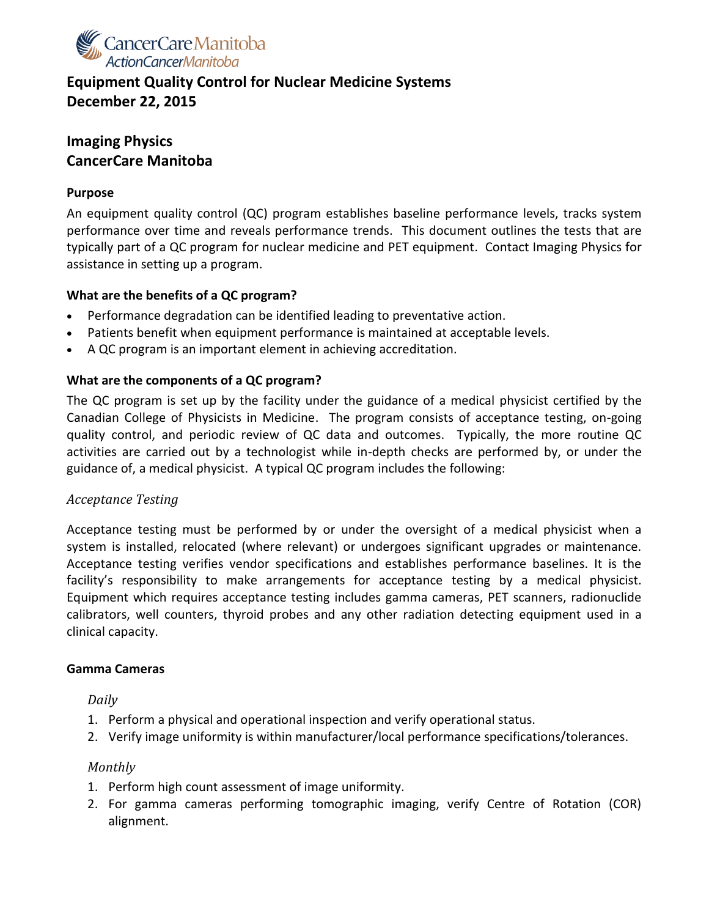CancerCare Manitoba
ActionCancerManitoba

# Equipment Quality Control for Nuclear Medicine Systems
# December 22, 2015

## Imaging Physics
## CancerCare Manitoba

**Purpose**

An equipment quality control (QC) program establishes baseline performance levels, tracks system performance over time and reveals performance trends. This document outlines the tests that are typically part of a QC program for nuclear medicine and PET equipment. Contact Imaging Physics for assistance in setting up a program.

**What are the benefits of a QC program?**

- Performance degradation can be identified leading to preventative action.
- Patients benefit when equipment performance is maintained at acceptable levels.
- A QC program is an important element in achieving accreditation.

**What are the components of a QC program?**

The QC program is set up by the facility under the guidance of a medical physicist certified by the Canadian College of Physicists in Medicine. The program consists of acceptance testing, on-going quality control, and periodic review of QC data and outcomes. Typically, the more routine QC activities are carried out by a technologist while in-depth checks are performed by, or under the guidance of, a medical physicist. A typical QC program includes the following:

*Acceptance Testing*

Acceptance testing must be performed by or under the oversight of a medical physicist when a system is installed, relocated (where relevant) or undergoes significant upgrades or maintenance. Acceptance testing verifies vendor specifications and establishes performance baselines. It is the facility's responsibility to make arrangements for acceptance testing by a medical physicist. Equipment which requires acceptance testing includes gamma cameras, PET scanners, radionuclide calibrators, well counters, thyroid probes and any other radiation detecting equipment used in a clinical capacity.

**Gamma Cameras**

*Daily*

1. Perform a physical and operational inspection and verify operational status.
2. Verify image uniformity is within manufacturer/local performance specifications/tolerances.

*Monthly*

1. Perform high count assessment of image uniformity.
2. For gamma cameras performing tomographic imaging, verify Centre of Rotation (COR) alignment.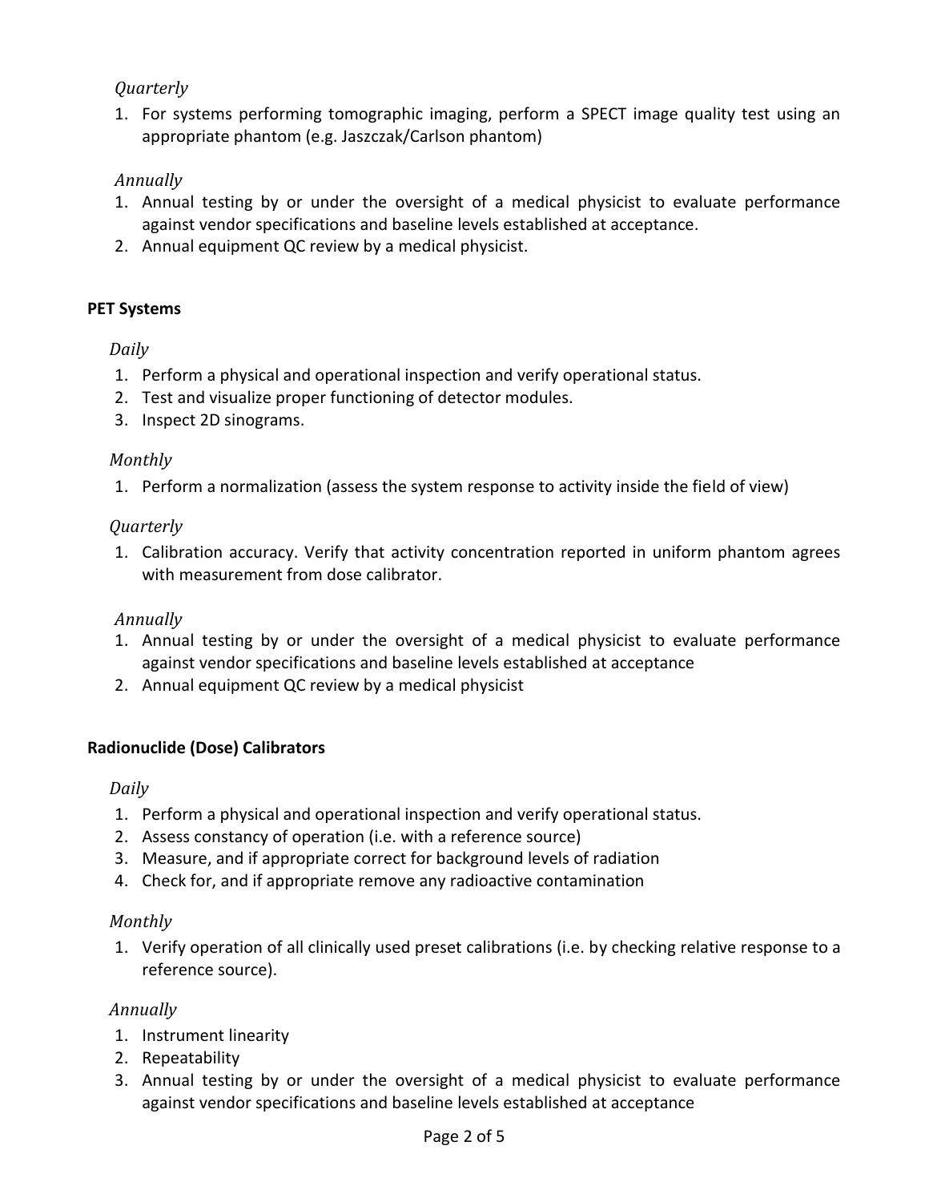*Quarterly*

1. For systems performing tomographic imaging, perform a SPECT image quality test using an appropriate phantom (e.g. Jaszczak/Carlson phantom)

*Annually*

1. Annual testing by or under the oversight of a medical physicist to evaluate performance against vendor specifications and baseline levels established at acceptance.
2. Annual equipment QC review by a medical physicist.

**PET Systems**

*Daily*

1. Perform a physical and operational inspection and verify operational status.
2. Test and visualize proper functioning of detector modules.
3. Inspect 2D sinograms.

*Monthly*

1. Perform a normalization (assess the system response to activity inside the field of view)

*Quarterly*

1. Calibration accuracy. Verify that activity concentration reported in uniform phantom agrees with measurement from dose calibrator.

*Annually*

1. Annual testing by or under the oversight of a medical physicist to evaluate performance against vendor specifications and baseline levels established at acceptance
2. Annual equipment QC review by a medical physicist

**Radionuclide (Dose) Calibrators**

*Daily*

1. Perform a physical and operational inspection and verify operational status.
2. Assess constancy of operation (i.e. with a reference source)
3. Measure, and if appropriate correct for background levels of radiation
4. Check for, and if appropriate remove any radioactive contamination

*Monthly*

1. Verify operation of all clinically used preset calibrations (i.e. by checking relative response to a reference source).

*Annually*

1. Instrument linearity
2. Repeatability
3. Annual testing by or under the oversight of a medical physicist to evaluate performance against vendor specifications and baseline levels established at acceptance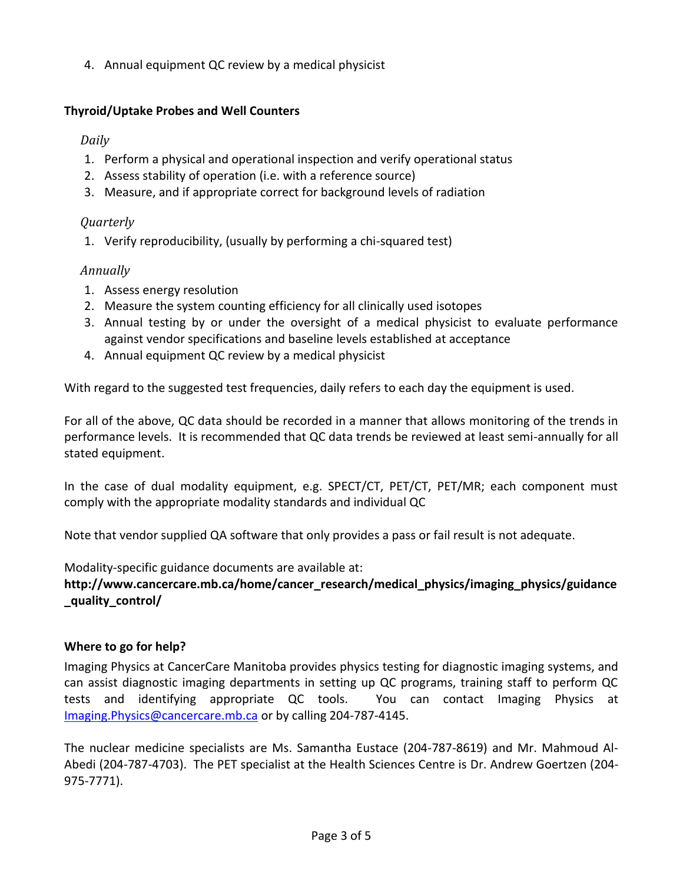4. Annual equipment QC review by a medical physicist

**Thyroid/Uptake Probes and Well Counters**

*Daily*

1. Perform a physical and operational inspection and verify operational status
2. Assess stability of operation (i.e. with a reference source)
3. Measure, and if appropriate correct for background levels of radiation

*Quarterly*

1. Verify reproducibility, (usually by performing a chi-squared test)

*Annually*

1. Assess energy resolution
2. Measure the system counting efficiency for all clinically used isotopes
3. Annual testing by or under the oversight of a medical physicist to evaluate performance against vendor specifications and baseline levels established at acceptance
4. Annual equipment QC review by a medical physicist

With regard to the suggested test frequencies, daily refers to each day the equipment is used.

For all of the above, QC data should be recorded in a manner that allows monitoring of the trends in performance levels. It is recommended that QC data trends be reviewed at least semi-annually for all stated equipment.

In the case of dual modality equipment, e.g. SPECT/CT, PET/CT, PET/MR; each component must comply with the appropriate modality standards and individual QC

Note that vendor supplied QA software that only provides a pass or fail result is not adequate.

Modality-specific guidance documents are available at:
**http://www.cancercare.mb.ca/home/cancer_research/medical_physics/imaging_physics/guidance_quality_control/**

**Where to go for help?**

Imaging Physics at CancerCare Manitoba provides physics testing for diagnostic imaging systems, and can assist diagnostic imaging departments in setting up QC programs, training staff to perform QC tests and identifying appropriate QC tools. You can contact Imaging Physics at Imaging.Physics@cancercare.mb.ca or by calling 204-787-4145.

The nuclear medicine specialists are Ms. Samantha Eustace (204-787-8619) and Mr. Mahmoud Al-Abedi (204-787-4703). The PET specialist at the Health Sciences Centre is Dr. Andrew Goertzen (204-975-7771).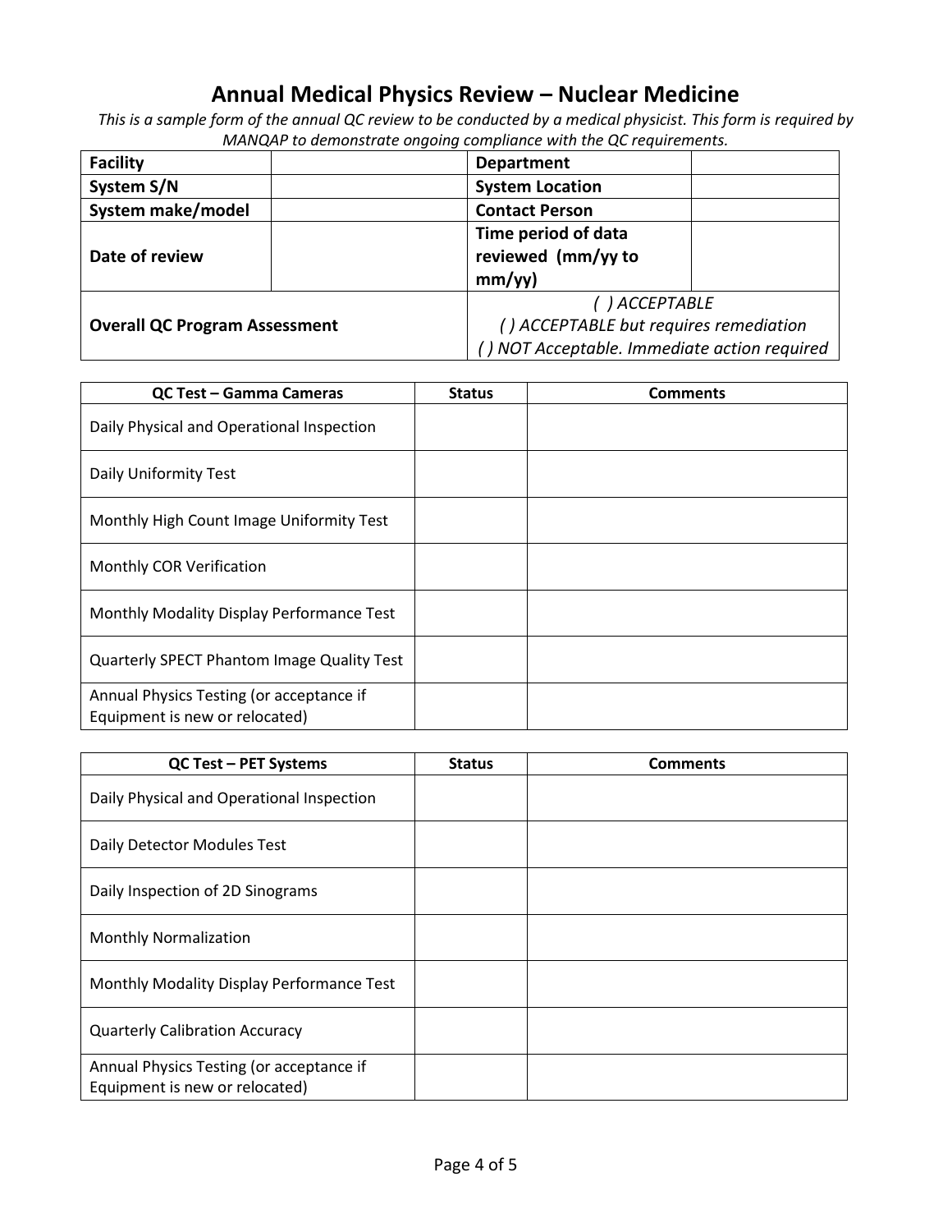# Annual Medical Physics Review – Nuclear Medicine

*This is a sample form of the annual QC review to be conducted by a medical physicist. This form is required by MANQAP to demonstrate ongoing compliance with the QC requirements.*

| **Facility** | | **Department** | |
|---|---|---|---|
| **System S/N** | | **System Location** | |
| **System make/model** | | **Contact Person** | |
| **Date of review** | | **Time period of data reviewed (mm/yy to mm/yy)** | |
| **Overall QC Program Assessment** | | *( ) ACCEPTABLE*<br>*( ) ACCEPTABLE but requires remediation*<br>*( ) NOT Acceptable. Immediate action required* | |

| QC Test – Gamma Cameras | Status | Comments |
|---|---|---|
| Daily Physical and Operational Inspection | | |
| Daily Uniformity Test | | |
| Monthly High Count Image Uniformity Test | | |
| Monthly COR Verification | | |
| Monthly Modality Display Performance Test | | |
| Quarterly SPECT Phantom Image Quality Test | | |
| Annual Physics Testing (or acceptance if Equipment is new or relocated) | | |

| QC Test – PET Systems | Status | Comments |
|---|---|---|
| Daily Physical and Operational Inspection | | |
| Daily Detector Modules Test | | |
| Daily Inspection of 2D Sinograms | | |
| Monthly Normalization | | |
| Monthly Modality Display Performance Test | | |
| Quarterly Calibration Accuracy | | |
| Annual Physics Testing (or acceptance if Equipment is new or relocated) | | |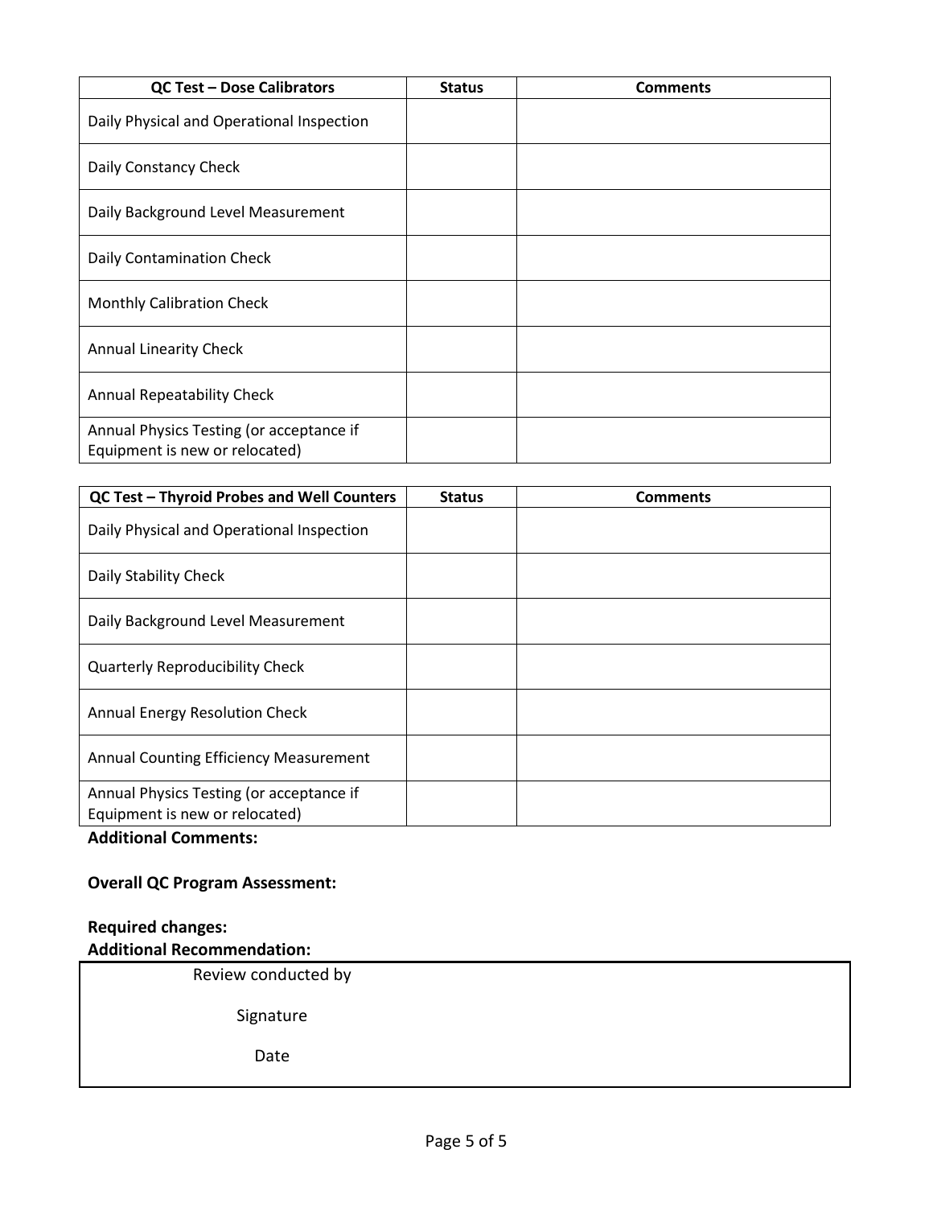| QC Test – Dose Calibrators | Status | Comments |
|---|---|---|
| Daily Physical and Operational Inspection | | |
| Daily Constancy Check | | |
| Daily Background Level Measurement | | |
| Daily Contamination Check | | |
| Monthly Calibration Check | | |
| Annual Linearity Check | | |
| Annual Repeatability Check | | |
| Annual Physics Testing (or acceptance if Equipment is new or relocated) | | |

| QC Test – Thyroid Probes and Well Counters | Status | Comments |
|---|---|---|
| Daily Physical and Operational Inspection | | |
| Daily Stability Check | | |
| Daily Background Level Measurement | | |
| Quarterly Reproducibility Check | | |
| Annual Energy Resolution Check | | |
| Annual Counting Efficiency Measurement | | |
| Annual Physics Testing (or acceptance if Equipment is new or relocated) | | |

**Additional Comments:**

**Overall QC Program Assessment:**

**Required changes:**

**Additional Recommendation:**

| | |
|---|---|
| Review conducted by | |
| Signature | |
| Date | |